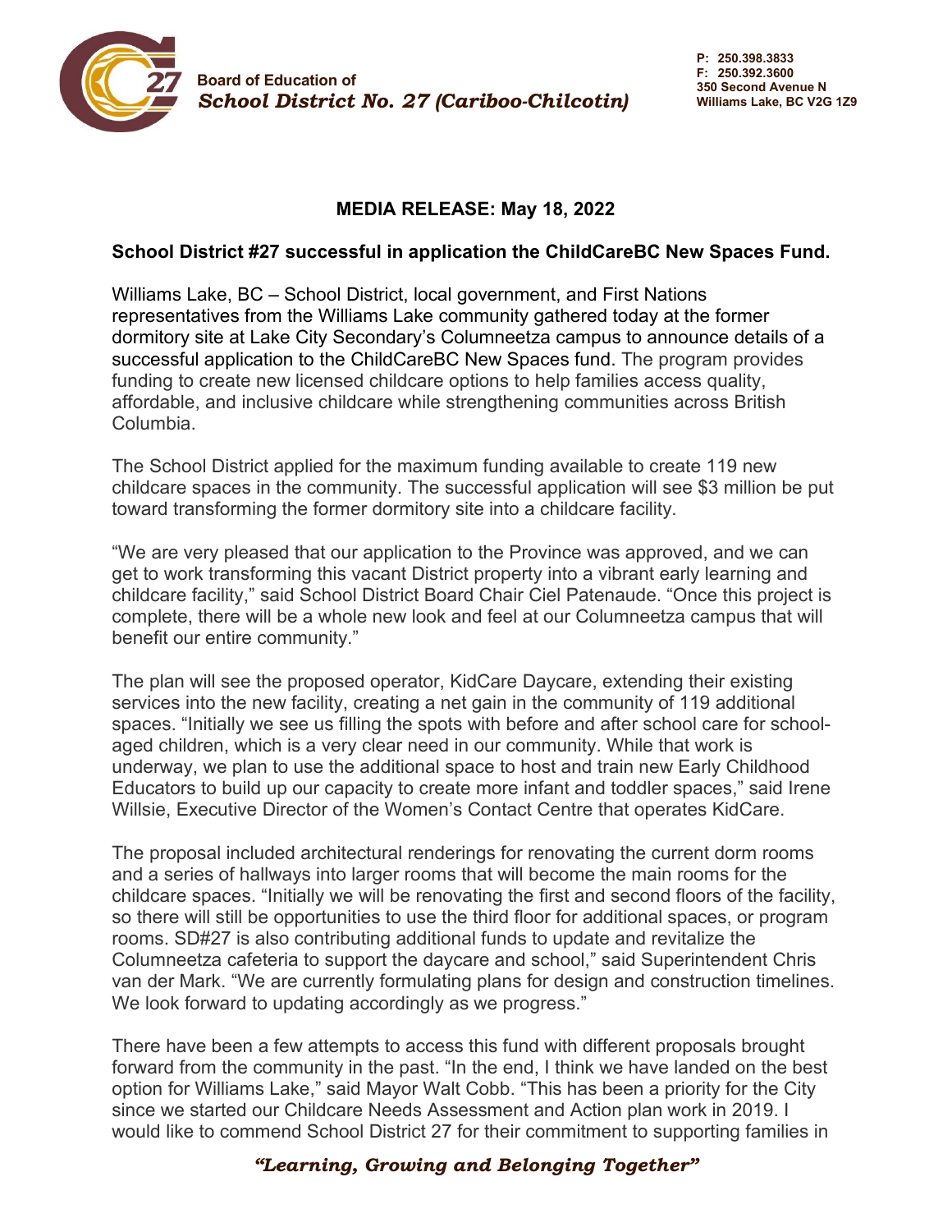**Board of Education of**
***School District No. 27 (Cariboo-Chilcotin)***

**P: 250.398.3833**
**F: 250.392.3600**
**350 Second Avenue N**
**Williams Lake, BC V2G 1Z9**

## MEDIA RELEASE: May 18, 2022

### School District #27 successful in application the ChildCareBC New Spaces Fund.

Williams Lake, BC – School District, local government, and First Nations representatives from the Williams Lake community gathered today at the former dormitory site at Lake City Secondary's Columneetza campus to announce details of a successful application to the ChildCareBC New Spaces fund. The program provides funding to create new licensed childcare options to help families access quality, affordable, and inclusive childcare while strengthening communities across British Columbia.

The School District applied for the maximum funding available to create 119 new childcare spaces in the community. The successful application will see $3 million be put toward transforming the former dormitory site into a childcare facility.

"We are very pleased that our application to the Province was approved, and we can get to work transforming this vacant District property into a vibrant early learning and childcare facility," said School District Board Chair Ciel Patenaude. "Once this project is complete, there will be a whole new look and feel at our Columneetza campus that will benefit our entire community."

The plan will see the proposed operator, KidCare Daycare, extending their existing services into the new facility, creating a net gain in the community of 119 additional spaces. "Initially we see us filling the spots with before and after school care for school-aged children, which is a very clear need in our community. While that work is underway, we plan to use the additional space to host and train new Early Childhood Educators to build up our capacity to create more infant and toddler spaces," said Irene Willsie, Executive Director of the Women's Contact Centre that operates KidCare.

The proposal included architectural renderings for renovating the current dorm rooms and a series of hallways into larger rooms that will become the main rooms for the childcare spaces. "Initially we will be renovating the first and second floors of the facility, so there will still be opportunities to use the third floor for additional spaces, or program rooms. SD#27 is also contributing additional funds to update and revitalize the Columneetza cafeteria to support the daycare and school," said Superintendent Chris van der Mark. "We are currently formulating plans for design and construction timelines. We look forward to updating accordingly as we progress."

There have been a few attempts to access this fund with different proposals brought forward from the community in the past. "In the end, I think we have landed on the best option for Williams Lake," said Mayor Walt Cobb. "This has been a priority for the City since we started our Childcare Needs Assessment and Action plan work in 2019. I would like to commend School District 27 for their commitment to supporting families in

***"Learning, Growing and Belonging Together"***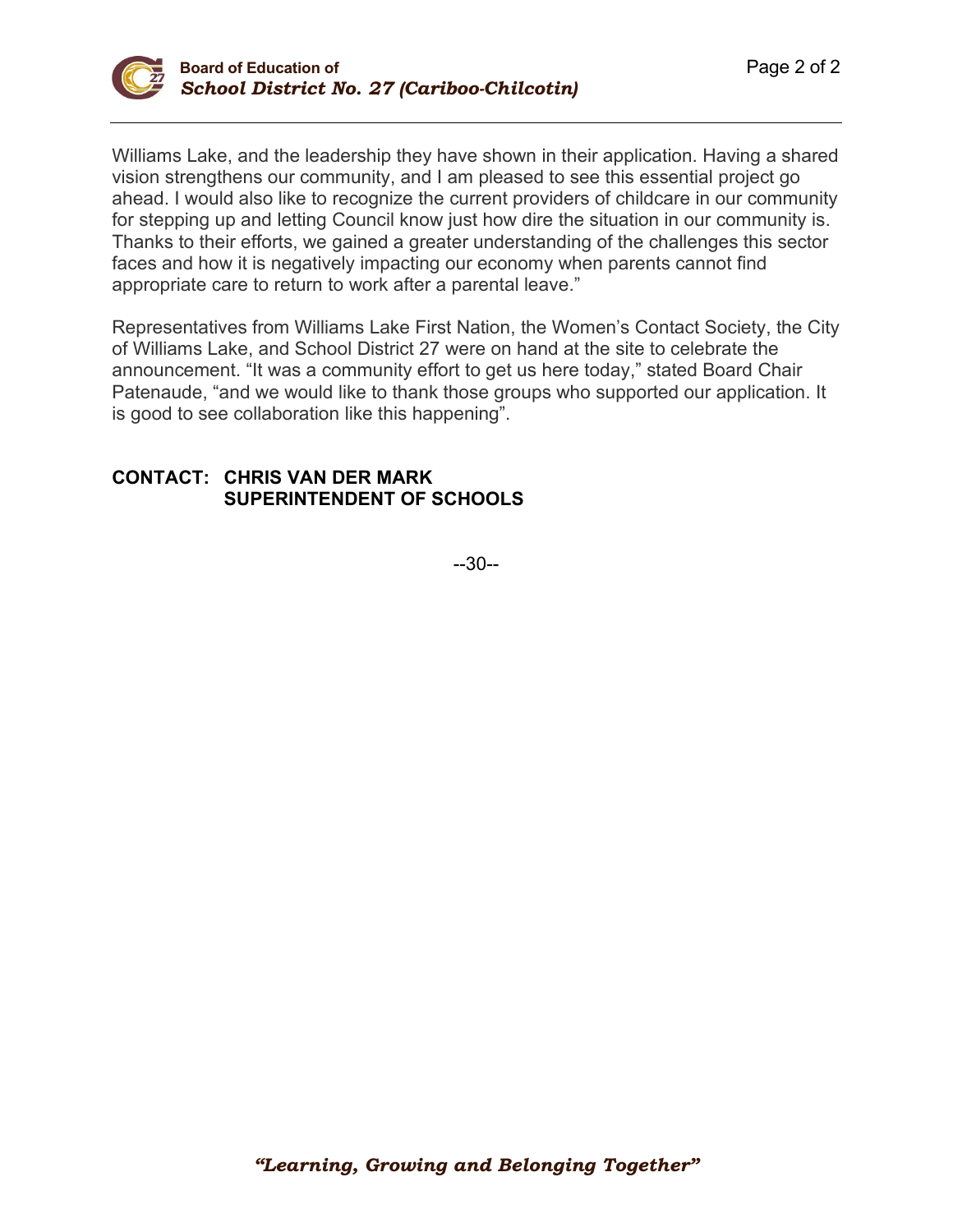Williams Lake, and the leadership they have shown in their application. Having a shared vision strengthens our community, and I am pleased to see this essential project go ahead. I would also like to recognize the current providers of childcare in our community for stepping up and letting Council know just how dire the situation in our community is. Thanks to their efforts, we gained a greater understanding of the challenges this sector faces and how it is negatively impacting our economy when parents cannot find appropriate care to return to work after a parental leave."

Representatives from Williams Lake First Nation, the Women's Contact Society, the City of Williams Lake, and School District 27 were on hand at the site to celebrate the announcement. "It was a community effort to get us here today," stated Board Chair Patenaude, "and we would like to thank those groups who supported our application. It is good to see collaboration like this happening".

**CONTACT: CHRIS VAN DER MARK**
**SUPERINTENDENT OF SCHOOLS**

--30--